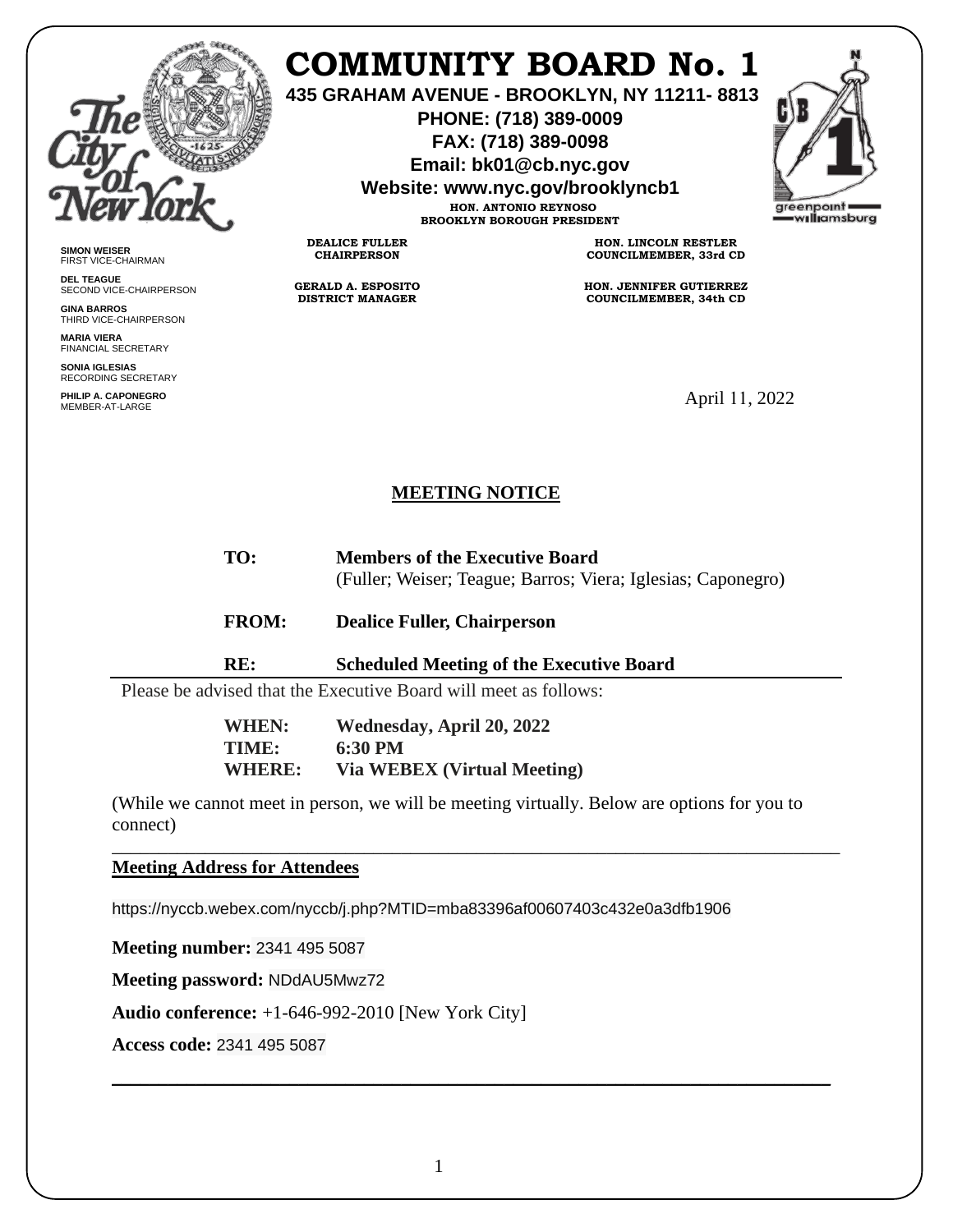# COMMUNITY BOARD No. 1

**435 GRAHAM AVENUE - BROOKLYN, NY 11211- 8813**
**PHONE: (718) 389-0009**
**FAX: (718) 389-0098**
**Email: bk01@cb.nyc.gov**
**Website: www.nyc.gov/brooklyncb1**

**HON. ANTONIO REYNOSO**
**BROOKLYN BOROUGH PRESIDENT**

**DEALICE FULLER**
**CHAIRPERSON**

**GERALD A. ESPOSITO**
**DISTRICT MANAGER**

**HON. LINCOLN RESTLER**
**COUNCILMEMBER, 33rd CD**

**HON. JENNIFER GUTIERREZ**
**COUNCILMEMBER, 34th CD**

**SIMON WEISER**
FIRST VICE-CHAIRMAN

**DEL TEAGUE**
SECOND VICE-CHAIRPERSON

**GINA BARROS**
THIRD VICE-CHAIRPERSON

**MARIA VIERA**
FINANCIAL SECRETARY

**SONIA IGLESIAS**
RECORDING SECRETARY

**PHILIP A. CAPONEGRO**
MEMBER-AT-LARGE

April 11, 2022

## MEETING NOTICE

**TO:** **Members of the Executive Board**
(Fuller; Weiser; Teague; Barros; Viera; Iglesias; Caponegro)

**FROM:** **Dealice Fuller, Chairperson**

**RE:** **Scheduled Meeting of the Executive Board**

---

Please be advised that the Executive Board will meet as follows:

**WHEN:** **Wednesday, April 20, 2022**
**TIME:** **6:30 PM**
**WHERE:** **Via WEBEX (Virtual Meeting)**

(While we cannot meet in person, we will be meeting virtually. Below are options for you to connect)

---

**Meeting Address for Attendees**

https://nyccb.webex.com/nyccb/j.php?MTID=mba83396af00607403c432e0a3dfb1906

**Meeting number:** 2341 495 5087

**Meeting password:** NDdAU5Mwz72

**Audio conference:** +1-646-992-2010 [New York City]

**Access code:** 2341 495 5087

---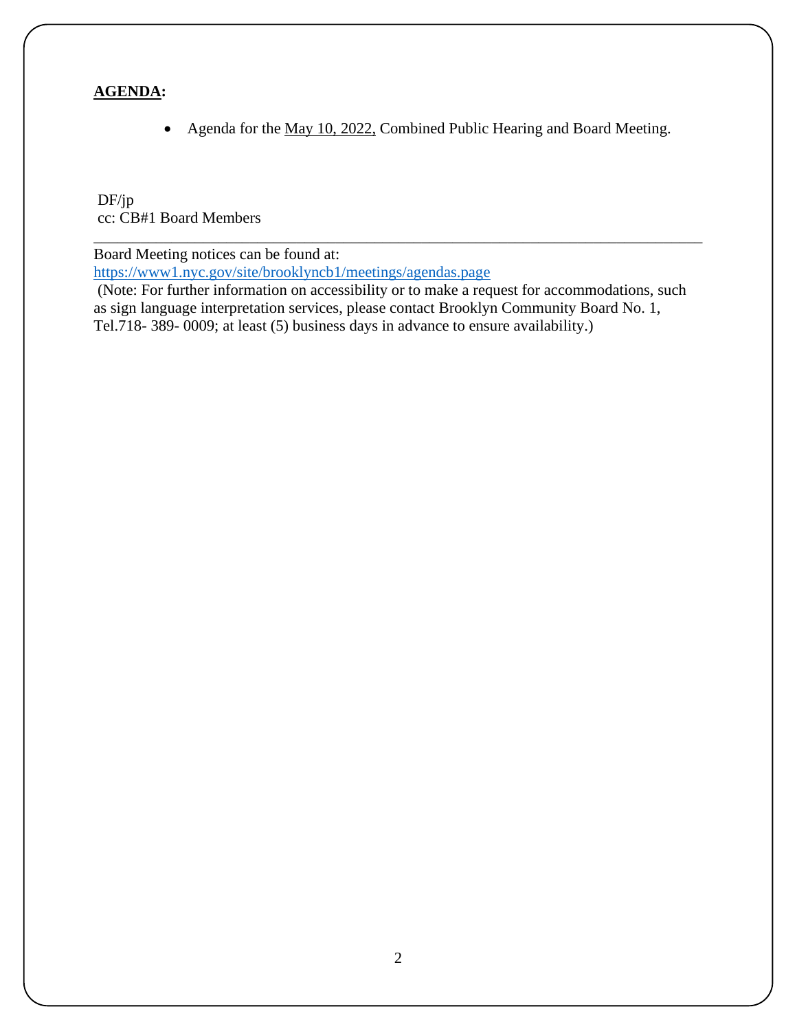**AGENDA:**

- Agenda for the May 10, 2022, Combined Public Hearing and Board Meeting.

DF/jp
cc: CB#1 Board Members

---

Board Meeting notices can be found at:
https://www1.nyc.gov/site/brooklyncb1/meetings/agendas.page
(Note: For further information on accessibility or to make a request for accommodations, such as sign language interpretation services, please contact Brooklyn Community Board No. 1, Tel.718- 389- 0009; at least (5) business days in advance to ensure availability.)